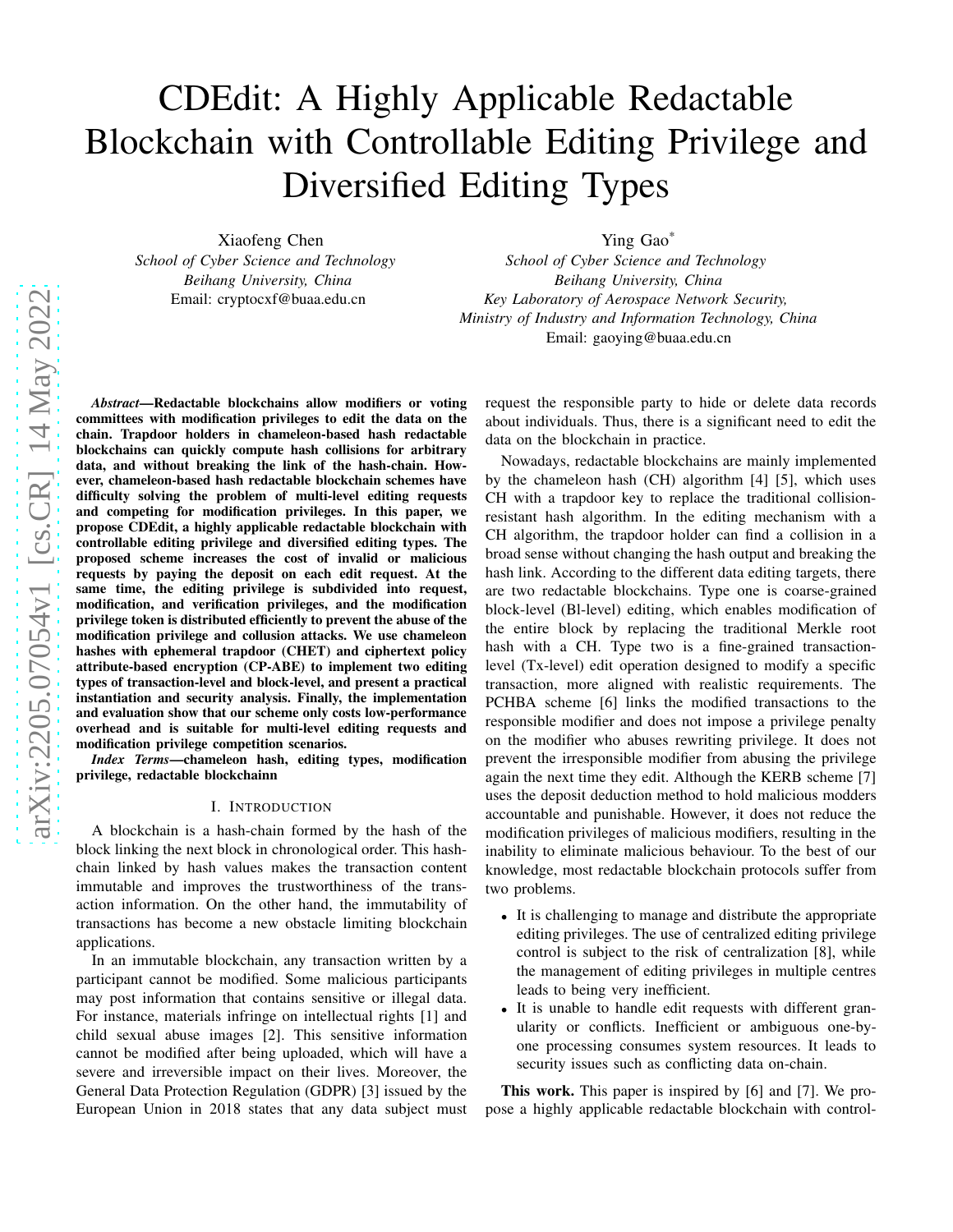# CDEdit: A Highly Applicable Redactable Blockchain with Controllable Editing Privilege and Diversified Editing Types

Xiaofeng Chen
*School of Cyber Science and Technology*
*Beihang University, China*
Email: cryptocxf@buaa.edu.cn

Ying Gao*
*School of Cyber Science and Technology*
*Beihang University, China*
*Key Laboratory of Aerospace Network Security,*
*Ministry of Industry and Information Technology, China*
Email: gaoying@buaa.edu.cn

***Abstract*—Redactable blockchains allow modifiers or voting committees with modification privileges to edit the data on the chain. Trapdoor holders in chameleon-based hash redactable blockchains can quickly compute hash collisions for arbitrary data, and without breaking the link of the hash-chain. However, chameleon-based hash redactable blockchain schemes have difficulty solving the problem of multi-level editing requests and competing for modification privileges. In this paper, we propose CDEdit, a highly applicable redactable blockchain with controllable editing privilege and diversified editing types. The proposed scheme increases the cost of invalid or malicious requests by paying the deposit on each edit request. At the same time, the editing privilege is subdivided into request, modification, and verification privileges, and the modification privilege token is distributed efficiently to prevent the abuse of the modification privilege and collusion attacks. We use chameleon hashes with ephemeral trapdoor (CHET) and ciphertext policy attribute-based encryption (CP-ABE) to implement two editing types of transaction-level and block-level, and present a practical instantiation and security analysis. Finally, the implementation and evaluation show that our scheme only costs low-performance overhead and is suitable for multi-level editing requests and modification privilege competition scenarios.**

***Index Terms*—chameleon hash, editing types, modification privilege, redactable blockchainn**

## I. Introduction

A blockchain is a hash-chain formed by the hash of the block linking the next block in chronological order. This hash-chain linked by hash values makes the transaction content immutable and improves the trustworthiness of the transaction information. On the other hand, the immutability of transactions has become a new obstacle limiting blockchain applications.

In an immutable blockchain, any transaction written by a participant cannot be modified. Some malicious participants may post information that contains sensitive or illegal data. For instance, materials infringe on intellectual rights [1] and child sexual abuse images [2]. This sensitive information cannot be modified after being uploaded, which will have a severe and irreversible impact on their lives. Moreover, the General Data Protection Regulation (GDPR) [3] issued by the European Union in 2018 states that any data subject must request the responsible party to hide or delete data records about individuals. Thus, there is a significant need to edit the data on the blockchain in practice.

Nowadays, redactable blockchains are mainly implemented by the chameleon hash (CH) algorithm [4] [5], which uses CH with a trapdoor key to replace the traditional collision-resistant hash algorithm. In the editing mechanism with a CH algorithm, the trapdoor holder can find a collision in a broad sense without changing the hash output and breaking the hash link. According to the different data editing targets, there are two redactable blockchains. Type one is coarse-grained block-level (Bl-level) editing, which enables modification of the entire block by replacing the traditional Merkle root hash with a CH. Type two is a fine-grained transaction-level (Tx-level) edit operation designed to modify a specific transaction, more aligned with realistic requirements. The PCHBA scheme [6] links the modified transactions to the responsible modifier and does not impose a privilege penalty on the modifier who abuses rewriting privilege. It does not prevent the irresponsible modifier from abusing the privilege again the next time they edit. Although the KERB scheme [7] uses the deposit deduction method to hold malicious modders accountable and punishable. However, it does not reduce the modification privileges of malicious modifiers, resulting in the inability to eliminate malicious behaviour. To the best of our knowledge, most redactable blockchain protocols suffer from two problems.

- It is challenging to manage and distribute the appropriate editing privileges. The use of centralized editing privilege control is subject to the risk of centralization [8], while the management of editing privileges in multiple centres leads to being very inefficient.
- It is unable to handle edit requests with different granularity or conflicts. Inefficient or ambiguous one-by-one processing consumes system resources. It leads to security issues such as conflicting data on-chain.

**This work.** This paper is inspired by [6] and [7]. We propose a highly applicable redactable blockchain with control-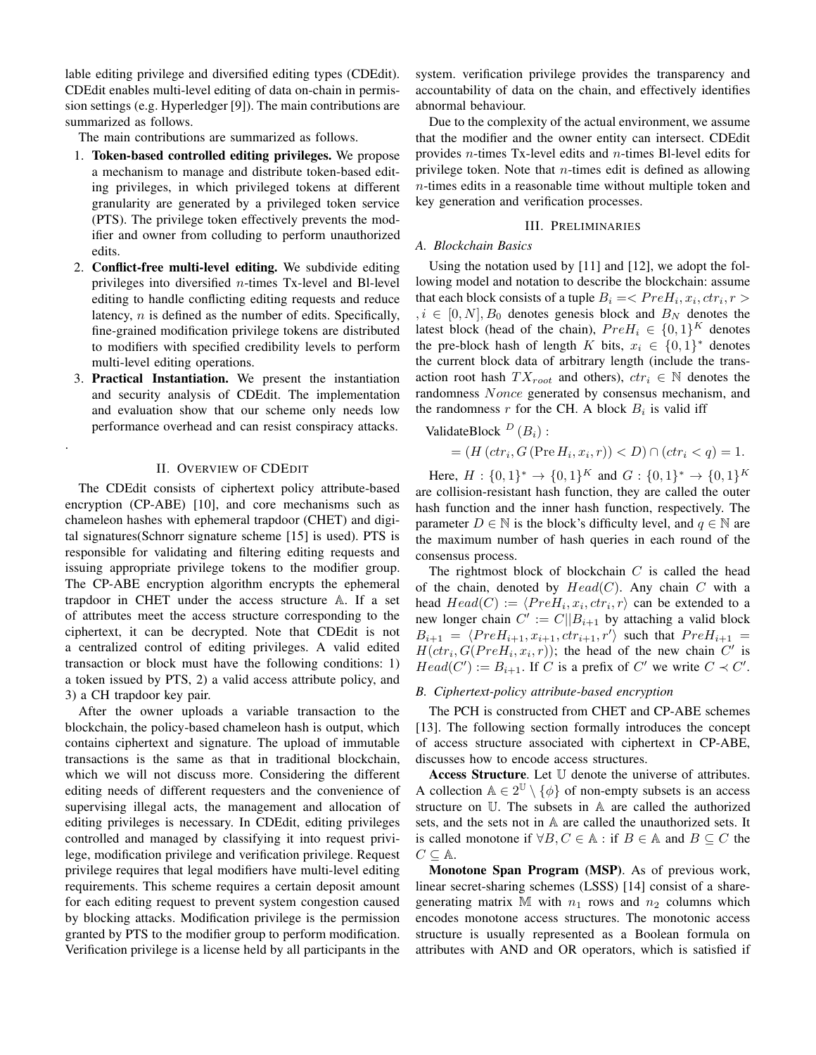lable editing privilege and diversified editing types (CDEdit). CDEdit enables multi-level editing of data on-chain in permission settings (e.g. Hyperledger [9]). The main contributions are summarized as follows.

The main contributions are summarized as follows.

1. **Token-based controlled editing privileges.** We propose a mechanism to manage and distribute token-based editing privileges, in which privileged tokens at different granularity are generated by a privileged token service (PTS). The privilege token effectively prevents the modifier and owner from colluding to perform unauthorized edits.
2. **Conflict-free multi-level editing.** We subdivide editing privileges into diversified $n$-times Tx-level and Bl-level editing to handle conflicting editing requests and reduce latency, $n$ is defined as the number of edits. Specifically, fine-grained modification privilege tokens are distributed to modifiers with specified credibility levels to perform multi-level editing operations.
3. **Practical Instantiation.** We present the instantiation and security analysis of CDEdit. The implementation and evaluation show that our scheme only needs low performance overhead and can resist conspiracy attacks.

.

## II. Overview of CDEdit

The CDEdit consists of ciphertext policy attribute-based encryption (CP-ABE) [10], and core mechanisms such as chameleon hashes with ephemeral trapdoor (CHET) and digital signatures(Schnorr signature scheme [15] is used). PTS is responsible for validating and filtering editing requests and issuing appropriate privilege tokens to the modifier group. The CP-ABE encryption algorithm encrypts the ephemeral trapdoor in CHET under the access structure $\mathbb{A}$. If a set of attributes meet the access structure corresponding to the ciphertext, it can be decrypted. Note that CDEdit is not a centralized control of editing privileges. A valid edited transaction or block must have the following conditions: 1) a token issued by PTS, 2) a valid access attribute policy, and 3) a CH trapdoor key pair.

After the owner uploads a variable transaction to the blockchain, the policy-based chameleon hash is output, which contains ciphertext and signature. The upload of immutable transactions is the same as that in traditional blockchain, which we will not discuss more. Considering the different editing needs of different requesters and the convenience of supervising illegal acts, the management and allocation of editing privileges is necessary. In CDEdit, editing privileges controlled and managed by classifying it into request privilege, modification privilege and verification privilege. Request privilege requires that legal modifiers have multi-level editing requirements. This scheme requires a certain deposit amount for each editing request to prevent system congestion caused by blocking attacks. Modification privilege is the permission granted by PTS to the modifier group to perform modification. Verification privilege is a license held by all participants in the system. verification privilege provides the transparency and accountability of data on the chain, and effectively identifies abnormal behaviour.

Due to the complexity of the actual environment, we assume that the modifier and the owner entity can intersect. CDEdit provides $n$-times Tx-level edits and $n$-times Bl-level edits for privilege token. Note that $n$-times edit is defined as allowing $n$-times edits in a reasonable time without multiple token and key generation and verification processes.

## III. Preliminaries

### A. Blockchain Basics

Using the notation used by [11] and [12], we adopt the following model and notation to describe the blockchain: assume that each block consists of a tuple $B_i = < PreH_i, x_i, ctr_i, r >$ $, i \in [0, N], B_0$ denotes genesis block and $B_N$ denotes the latest block (head of the chain), $PreH_i \in \{0,1\}^K$ denotes the pre-block hash of length $K$ bits, $x_i \in \{0,1\}^*$ denotes the current block data of arbitrary length (include the transaction root hash $TX_{root}$ and others), $ctr_i \in \mathbb{N}$ denotes the randomness $Nonce$ generated by consensus mechanism, and the randomness $r$ for the CH. A block $B_i$ is valid iff

$$\text{ValidateBlock}^{\,D}(B_i):$$
$$= \left(H\left(ctr_i, G\left(\operatorname{Pre} H_i, x_i, r\right)\right) < D\right) \cap \left(ctr_i < q\right) = 1.$$

Here, $H : \{0,1\}^* \rightarrow \{0,1\}^K$ and $G : \{0,1\}^* \rightarrow \{0,1\}^K$ are collision-resistant hash function, they are called the outer hash function and the inner hash function, respectively. The parameter $D \in \mathbb{N}$ is the block's difficulty level, and $q \in \mathbb{N}$ are the maximum number of hash queries in each round of the consensus process.

The rightmost block of blockchain $C$ is called the head of the chain, denoted by $Head(C)$. Any chain $C$ with a head $Head(C) := \langle PreH_i, x_i, ctr_i, r \rangle$ can be extended to a new longer chain $C' := C || B_{i+1}$ by attaching a valid block $B_{i+1} = \langle PreH_{i+1}, x_{i+1}, ctr_{i+1}, r' \rangle$ such that $PreH_{i+1} = H(ctr_i, G(PreH_i, x_i, r))$; the head of the new chain $C'$ is $Head(C') := B_{i+1}$. If $C$ is a prefix of $C'$ we write $C \prec C'$.

### B. Ciphertext-policy attribute-based encryption

The PCH is constructed from CHET and CP-ABE schemes [13]. The following section formally introduces the concept of access structure associated with ciphertext in CP-ABE, discusses how to encode access structures.

**Access Structure**. Let $\mathbb{U}$ denote the universe of attributes. A collection $\mathbb{A} \in 2^{\mathbb{U}} \setminus \{\phi\}$ of non-empty subsets is an access structure on $\mathbb{U}$. The subsets in $\mathbb{A}$ are called the authorized sets, and the sets not in $\mathbb{A}$ are called the unauthorized sets. It is called monotone if $\forall B, C \in \mathbb{A}$ : if $B \in \mathbb{A}$ and $B \subseteq C$ the $C \subseteq \mathbb{A}$.

**Monotone Span Program (MSP)**. As of previous work, linear secret-sharing schemes (LSSS) [14] consist of a share-generating matrix $\mathbb{M}$ with $n_1$ rows and $n_2$ columns which encodes monotone access structures. The monotonic access structure is usually represented as a Boolean formula on attributes with AND and OR operators, which is satisfied if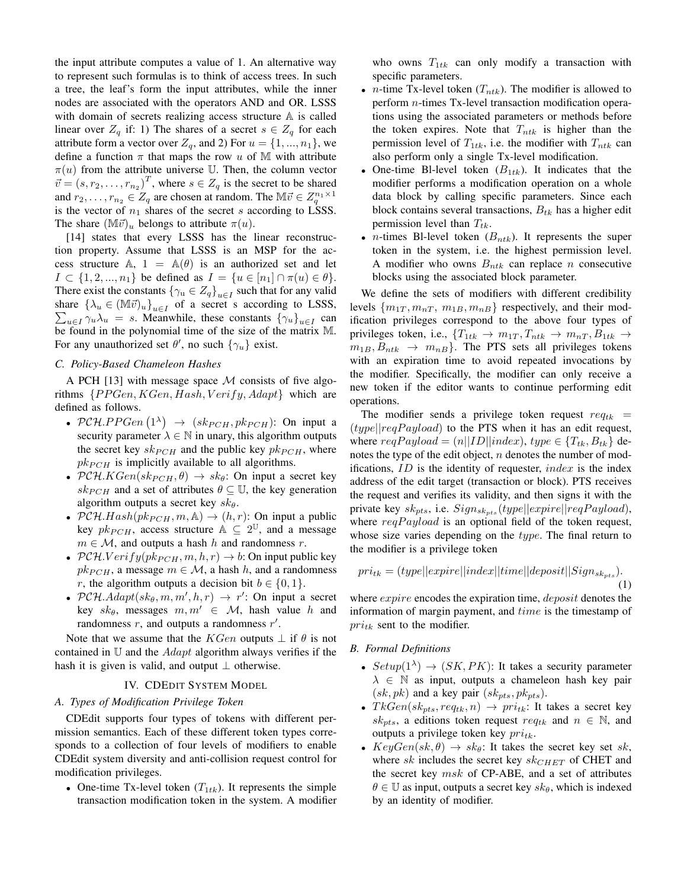the input attribute computes a value of 1. An alternative way to represent such formulas is to think of access trees. In such a tree, the leaf's form the input attributes, while the inner nodes are associated with the operators AND and OR. LSSS with domain of secrets realizing access structure $\mathbb{A}$ is called linear over $Z_q$ if: 1) The shares of a secret $s \in Z_q$ for each attribute form a vector over $Z_q$, and 2) For $u = \{1, ..., n_1\}$, we define a function $\pi$ that maps the row $u$ of $\mathbb{M}$ with attribute $\pi(u)$ from the attribute universe $\mathbb{U}$. Then, the column vector $\vec{v} = (s, r_2, \ldots, r_{n_2})^T$, where $s \in Z_q$ is the secret to be shared and $r_2, \ldots, r_{n_2} \in Z_q$ are chosen at random. The $\mathbb{M}\vec{v} \in Z_q^{n_1 \times 1}$ is the vector of $n_1$ shares of the secret $s$ according to LSSS. The share $(\mathbb{M}\vec{v})_u$ belongs to attribute $\pi(u)$.

[14] states that every LSSS has the linear reconstruction property. Assume that LSSS is an MSP for the access structure $\mathbb{A}$, $1 = \mathbb{A}(\theta)$ is an authorized set and let $I \subset \{1, 2, ..., n_1\}$ be defined as $I = \{u \in [n_1] \cap \pi(u) \in \theta\}$. There exist the constants $\{\gamma_u \in Z_q\}_{u \in I}$ such that for any valid share $\{\lambda_u \in (\mathbb{M}\vec{v})_u\}_{u \in I}$ of a secret s according to LSSS, $\sum_{u \in I} \gamma_u \lambda_u = s$. Meanwhile, these constants $\{\gamma_u\}_{u \in I}$ can be found in the polynomial time of the size of the matrix $\mathbb{M}$. For any unauthorized set $\theta'$, no such $\{\gamma_u\}$ exist.

### C. Policy-Based Chameleon Hashes

A PCH [13] with message space $\mathcal{M}$ consists of five algorithms $\{PPGen, KGen, Hash, Verify, Adapt\}$ which are defined as follows.

- $\mathcal{PCH}.PPGen\left(1^\lambda\right) \rightarrow (sk_{PCH}, pk_{PCH})$: On input a security parameter $\lambda \in \mathbb{N}$ in unary, this algorithm outputs the secret key $sk_{PCH}$ and the public key $pk_{PCH}$, where $pk_{PCH}$ is implicitly available to all algorithms.
- $\mathcal{PCH}.KGen(sk_{PCH}, \theta) \rightarrow sk_\theta$: On input a secret key $sk_{PCH}$ and a set of attributes $\theta \subseteq \mathbb{U}$, the key generation algorithm outputs a secret key $sk_\theta$.
- $\mathcal{PCH}.Hash(pk_{PCH}, m, \mathbb{A}) \rightarrow (h, r)$: On input a public key $pk_{PCH}$, access structure $\mathbb{A} \subseteq 2^{\mathbb{U}}$, and a message $m \in \mathcal{M}$, and outputs a hash $h$ and randomness $r$.
- $\mathcal{PCH}.Verify(pk_{PCH}, m, h, r) \rightarrow b$: On input public key $pk_{PCH}$, a message $m \in \mathcal{M}$, a hash $h$, and a randomness $r$, the algorithm outputs a decision bit $b \in \{0, 1\}$.
- $\mathcal{PCH}.Adapt(sk_\theta, m, m', h, r) \rightarrow r'$: On input a secret key $sk_\theta$, messages $m, m' \in \mathcal{M}$, hash value $h$ and randomness $r$, and outputs a randomness $r'$.

Note that we assume that the $KGen$ outputs $\perp$ if $\theta$ is not contained in $\mathbb{U}$ and the $Adapt$ algorithm always verifies if the hash it is given is valid, and output $\perp$ otherwise.

## IV. CDEdit System Model

### A. Types of Modification Privilege Token

CDEdit supports four types of tokens with different permission semantics. Each of these different token types corresponds to a collection of four levels of modifiers to enable CDEdit system diversity and anti-collision request control for modification privileges.

- One-time Tx-level token ($T_{1tk}$). It represents the simple transaction modification token in the system. A modifier who owns $T_{1tk}$ can only modify a transaction with specific parameters.
- $n$-time Tx-level token ($T_{ntk}$). The modifier is allowed to perform $n$-times Tx-level transaction modification operations using the associated parameters or methods before the token expires. Note that $T_{ntk}$ is higher than the permission level of $T_{1tk}$, i.e. the modifier with $T_{ntk}$ can also perform only a single Tx-level modification.
- One-time Bl-level token ($B_{1tk}$). It indicates that the modifier performs a modification operation on a whole data block by calling specific parameters. Since each block contains several transactions, $B_{tk}$ has a higher edit permission level than $T_{tk}$.
- $n$-times Bl-level token ($B_{ntk}$). It represents the super token in the system, i.e. the highest permission level. A modifier who owns $B_{ntk}$ can replace $n$ consecutive blocks using the associated block parameter.

We define the sets of modifiers with different credibility levels $\{m_{1T}, m_{nT}, m_{1B}, m_{nB}\}$ respectively, and their modification privileges correspond to the above four types of privileges token, i.e., $\{T_{1tk} \rightarrow m_{1T}, T_{ntk} \rightarrow m_{nT}, B_{1tk} \rightarrow m_{1B}, B_{ntk} \rightarrow m_{nB}\}$. The PTS sets all privileges tokens with an expiration time to avoid repeated invocations by the modifier. Specifically, the modifier can only receive a new token if the editor wants to continue performing edit operations.

The modifier sends a privilege token request $req_{tk} = (type||reqPayload)$ to the PTS when it has an edit request, where $reqPayload = (n||ID||index)$, $type \in \{T_{tk}, B_{tk}\}$ denotes the type of the edit object, $n$ denotes the number of modifications, $ID$ is the identity of requester, $index$ is the index address of the edit target (transaction or block). PTS receives the request and verifies its validity, and then signs it with the private key $sk_{pts}$, i.e. $Sign_{sk_{pts}}(type||expire||reqPayload)$, where $reqPayload$ is an optional field of the token request, whose size varies depending on the $type$. The final return to the modifier is a privilege token

$$pri_{tk} = (type||expire||index||time||deposit||Sign_{sk_{pts}}). \tag{1}$$

where $expire$ encodes the expiration time, $deposit$ denotes the information of margin payment, and $time$ is the timestamp of $pri_{tk}$ sent to the modifier.

### B. Formal Definitions

- $Setup(1^\lambda) \rightarrow (SK, PK)$: It takes a security parameter $\lambda \in \mathbb{N}$ as input, outputs a chameleon hash key pair $(sk, pk)$ and a key pair $(sk_{pts}, pk_{pts})$.
- $TkGen(sk_{pts}, req_{tk}, n) \rightarrow pri_{tk}$: It takes a secret key $sk_{pts}$, a editions token request $req_{tk}$ and $n \in \mathbb{N}$, and outputs a privilege token key $pri_{tk}$.
- $KeyGen(sk, \theta) \rightarrow sk_\theta$: It takes the secret key set $sk$, where $sk$ includes the secret key $sk_{CHET}$ of CHET and the secret key $msk$ of CP-ABE, and a set of attributes $\theta \in \mathbb{U}$ as input, outputs a secret key $sk_\theta$, which is indexed by an identity of modifier.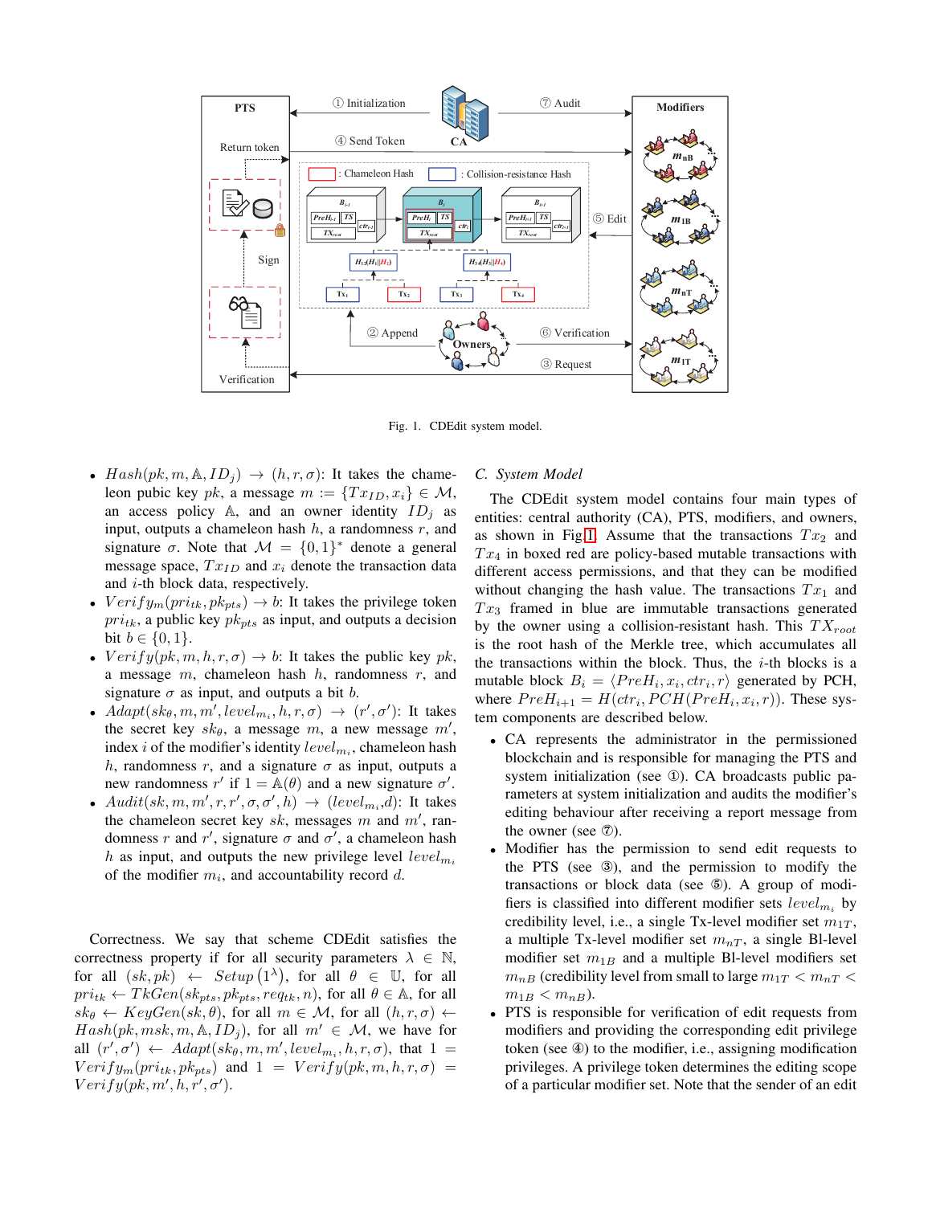Fig. 1. CDEdit system model.

- $Hash(pk, m, \mathbb{A}, ID_j) \rightarrow (h, r, \sigma)$: It takes the chameleon pubic key $pk$, a message $m := \{Tx_{ID}, x_i\} \in \mathcal{M}$, an access policy $\mathbb{A}$, and an owner identity $ID_j$ as input, outputs a chameleon hash $h$, a randomness $r$, and signature $\sigma$. Note that $\mathcal{M} = \{0,1\}^*$ denote a general message space, $Tx_{ID}$ and $x_i$ denote the transaction data and $i$-th block data, respectively.
- $Verify_m(pri_{tk}, pk_{pts}) \rightarrow b$: It takes the privilege token $pri_{tk}$, a public key $pk_{pts}$ as input, and outputs a decision bit $b \in \{0,1\}$.
- $Verify(pk, m, h, r, \sigma) \rightarrow b$: It takes the public key $pk$, a message $m$, chameleon hash $h$, randomness $r$, and signature $\sigma$ as input, and outputs a bit $b$.
- $Adapt(sk_\theta, m, m', level_{m_i}, h, r, \sigma) \rightarrow (r', \sigma')$: It takes the secret key $sk_\theta$, a message $m$, a new message $m'$, index $i$ of the modifier's identity $level_{m_i}$, chameleon hash $h$, randomness $r$, and a signature $\sigma$ as input, outputs a new randomness $r'$ if $1 = \mathbb{A}(\theta)$ and a new signature $\sigma'$.
- $Audit(sk, m, m', r, r', \sigma, \sigma', h) \rightarrow (level_{m_i}, d)$: It takes the chameleon secret key $sk$, messages $m$ and $m'$, randomness $r$ and $r'$, signature $\sigma$ and $\sigma'$, a chameleon hash $h$ as input, and outputs the new privilege level $level_{m_i}$ of the modifier $m_i$, and accountability record $d$.

Correctness. We say that scheme CDEdit satisfies the correctness property if for all security parameters $\lambda \in \mathbb{N}$, for all $(sk, pk) \leftarrow Setup(1^\lambda)$, for all $\theta \in \mathbb{U}$, for all $pri_{tk} \leftarrow TkGen(sk_{pts}, pk_{pts}, req_{tk}, n)$, for all $\theta \in \mathbb{A}$, for all $sk_\theta \leftarrow KeyGen(sk, \theta)$, for all $m \in \mathcal{M}$, for all $(h, r, \sigma) \leftarrow Hash(pk, msk, m, \mathbb{A}, ID_j)$, for all $m' \in \mathcal{M}$, we have for all $(r', \sigma') \leftarrow Adapt(sk_\theta, m, m', level_{m_i}, h, r, \sigma)$, that $1 = Verify_m(pri_{tk}, pk_{pts})$ and $1 = Verify(pk, m, h, r, \sigma) = Verify(pk, m', h, r', \sigma')$.

### C. System Model

The CDEdit system model contains four main types of entities: central authority (CA), PTS, modifiers, and owners, as shown in Fig.1. Assume that the transactions $Tx_2$ and $Tx_4$ in boxed red are policy-based mutable transactions with different access permissions, and that they can be modified without changing the hash value. The transactions $Tx_1$ and $Tx_3$ framed in blue are immutable transactions generated by the owner using a collision-resistant hash. This $TX_{root}$ is the root hash of the Merkle tree, which accumulates all the transactions within the block. Thus, the $i$-th blocks is a mutable block $B_i = \langle PreH_i, x_i, ctr_i, r \rangle$ generated by PCH, where $PreH_{i+1} = H(ctr_i, PCH(PreH_i, x_i, r))$. These system components are described below.

- CA represents the administrator in the permissioned blockchain and is responsible for managing the PTS and system initialization (see ①). CA broadcasts public parameters at system initialization and audits the modifier's editing behaviour after receiving a report message from the owner (see ⑦).
- Modifier has the permission to send edit requests to the PTS (see ③), and the permission to modify the transactions or block data (see ⑤). A group of modifiers is classified into different modifier sets $level_{m_i}$ by credibility level, i.e., a single Tx-level modifier set $m_{1T}$, a multiple Tx-level modifier set $m_{nT}$, a single Bl-level modifier set $m_{1B}$ and a multiple Bl-level modifiers set $m_{nB}$ (credibility level from small to large $m_{1T} < m_{nT} < m_{1B} < m_{nB}$).
- PTS is responsible for verification of edit requests from modifiers and providing the corresponding edit privilege token (see ④) to the modifier, i.e., assigning modification privileges. A privilege token determines the editing scope of a particular modifier set. Note that the sender of an edit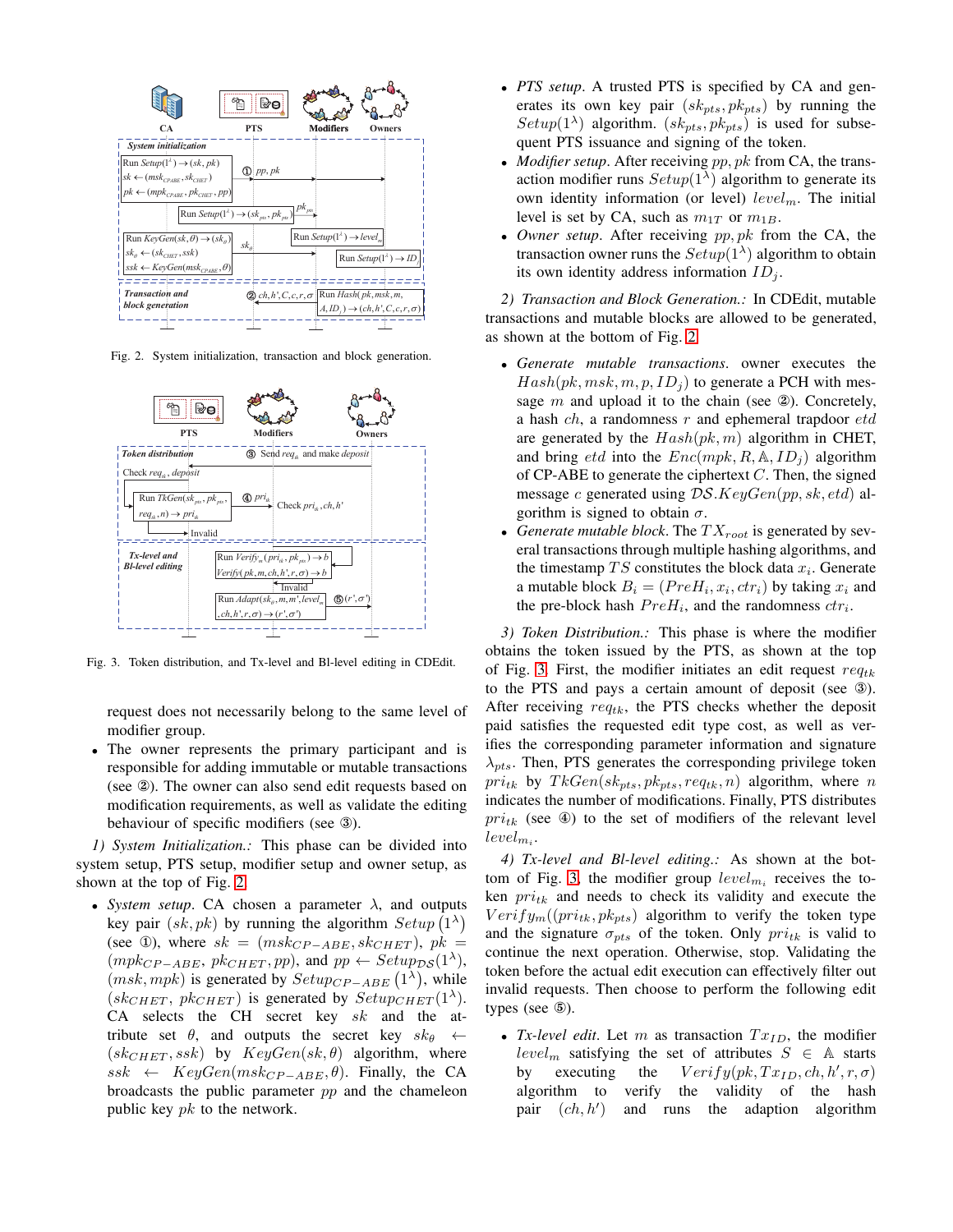Fig. 2. System initialization, transaction and block generation.

Fig. 3. Token distribution, and Tx-level and Bl-level editing in CDEdit.

request does not necessarily belong to the same level of modifier group.

- The owner represents the primary participant and is responsible for adding immutable or mutable transactions (see ②). The owner can also send edit requests based on modification requirements, as well as validate the editing behaviour of specific modifiers (see ③).

*1) System Initialization.:* This phase can be divided into system setup, PTS setup, modifier setup and owner setup, as shown at the top of Fig. 2.

- *System setup*. CA chosen a parameter $\lambda$, and outputs key pair $(sk, pk)$ by running the algorithm $Setup\left(1^{\lambda}\right)$ (see ①), where $sk = (msk_{CP-ABE}, sk_{CHET})$, $pk = (mpk_{CP-ABE}, pk_{CHET}, pp)$, and $pp \leftarrow Setup_{\mathcal{DS}}(1^{\lambda})$, $(msk, mpk)$ is generated by $Setup_{CP-ABE}\left(1^{\lambda}\right)$, while $(sk_{CHET}, pk_{CHET})$ is generated by $Setup_{CHET}(1^{\lambda})$. CA selects the CH secret key $sk$ and the attribute set $\theta$, and outputs the secret key $sk_{\theta} \leftarrow (sk_{CHET}, ssk)$ by $KeyGen(sk, \theta)$ algorithm, where $ssk \leftarrow KeyGen(msk_{CP-ABE}, \theta)$. Finally, the CA broadcasts the public parameter $pp$ and the chameleon public key $pk$ to the network.
- *PTS setup*. A trusted PTS is specified by CA and generates its own key pair $(sk_{pts}, pk_{pts})$ by running the $Setup(1^{\lambda})$ algorithm. $(sk_{pts}, pk_{pts})$ is used for subsequent PTS issuance and signing of the token.
- *Modifier setup*. After receiving $pp, pk$ from CA, the transaction modifier runs $Setup(1^{\lambda})$ algorithm to generate its own identity information (or level) $level_m$. The initial level is set by CA, such as $m_{1T}$ or $m_{1B}$.
- *Owner setup*. After receiving $pp, pk$ from the CA, the transaction owner runs the $Setup(1^{\lambda})$ algorithm to obtain its own identity address information $ID_j$.

*2) Transaction and Block Generation.:* In CDEdit, mutable transactions and mutable blocks are allowed to be generated, as shown at the bottom of Fig. 2.

- *Generate mutable transactions*. owner executes the $Hash(pk, msk, m, p, ID_j)$ to generate a PCH with message $m$ and upload it to the chain (see ②). Concretely, a hash $ch$, a randomness $r$ and ephemeral trapdoor $etd$ are generated by the $Hash(pk, m)$ algorithm in CHET, and bring $etd$ into the $Enc(mpk, R, \mathbb{A}, ID_j)$ algorithm of CP-ABE to generate the ciphertext $C$. Then, the signed message $c$ generated using $\mathcal{DS}.KeyGen(pp, sk, etd)$ algorithm is signed to obtain $\sigma$.
- *Generate mutable block*. The $TX_{root}$ is generated by several transactions through multiple hashing algorithms, and the timestamp $TS$ constitutes the block data $x_i$. Generate a mutable block $B_i = (PreH_i, x_i, ctr_i)$ by taking $x_i$ and the pre-block hash $PreH_i$, and the randomness $ctr_i$.

*3) Token Distribution.:* This phase is where the modifier obtains the token issued by the PTS, as shown at the top of Fig. 3. First, the modifier initiates an edit request $req_{tk}$ to the PTS and pays a certain amount of deposit (see ③). After receiving $req_{tk}$, the PTS checks whether the deposit paid satisfies the requested edit type cost, as well as verifies the corresponding parameter information and signature $\lambda_{pts}$. Then, PTS generates the corresponding privilege token $pri_{tk}$ by $TkGen(sk_{pts}, pk_{pts}, req_{tk}, n)$ algorithm, where $n$ indicates the number of modifications. Finally, PTS distributes $pri_{tk}$ (see ④) to the set of modifiers of the relevant level $level_{m_i}$.

*4) Tx-level and Bl-level editing.:* As shown at the bottom of Fig. 3, the modifier group $level_{m_i}$ receives the token $pri_{tk}$ and needs to check its validity and execute the $Verify_m((pri_{tk}, pk_{pts})$ algorithm to verify the token type and the signature $\sigma_{pts}$ of the token. Only $pri_{tk}$ is valid to continue the next operation. Otherwise, stop. Validating the token before the actual edit execution can effectively filter out invalid requests. Then choose to perform the following edit types (see ⑤).

- *Tx-level edit*. Let $m$ as transaction $Tx_{ID}$, the modifier $level_m$ satisfying the set of attributes $S \in \mathbb{A}$ starts by executing the $Verify(pk, Tx_{ID}, ch, h', r, \sigma)$ algorithm to verify the validity of the hash pair $(ch, h')$ and runs the adaption algorithm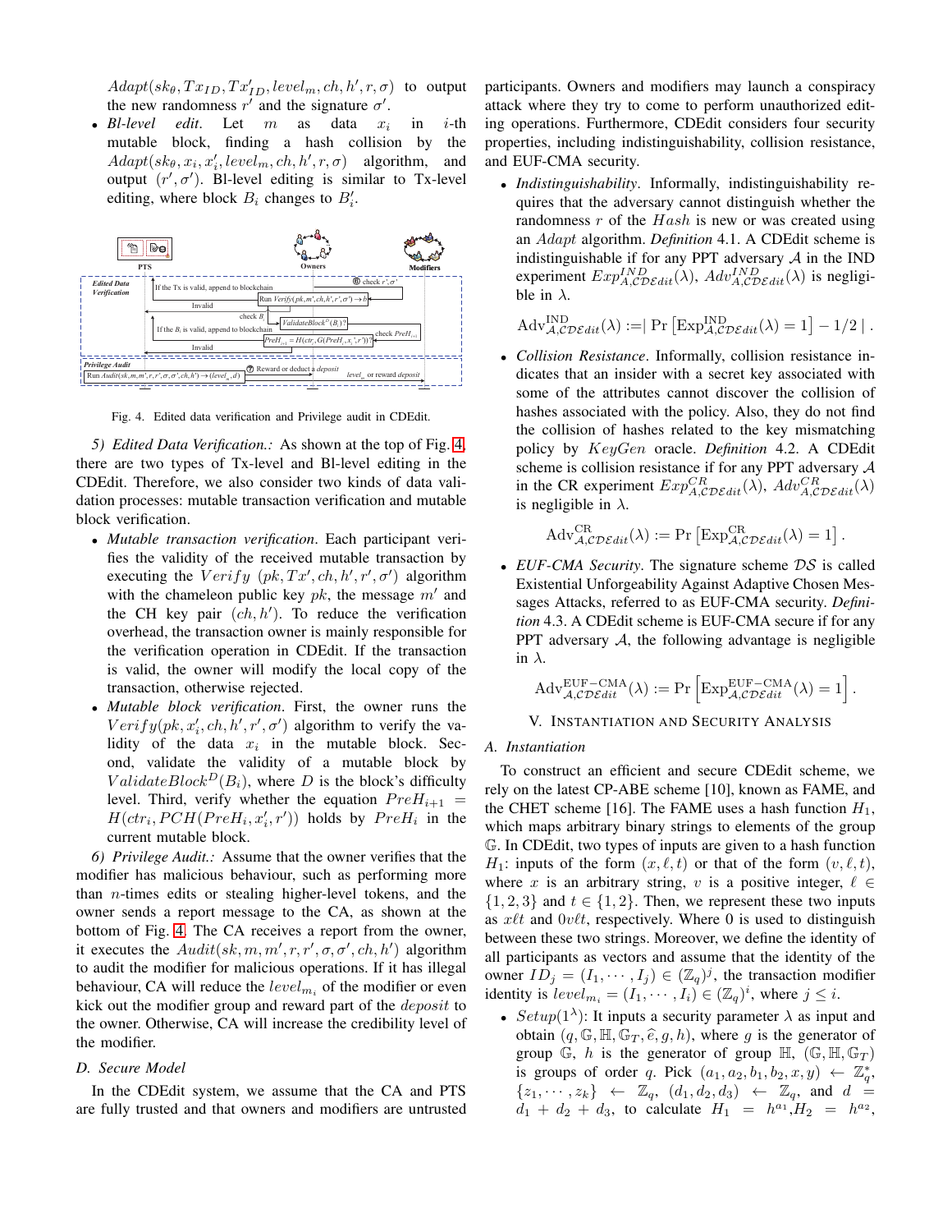$Adapt(sk_\theta, Tx_{ID}, Tx'_{ID}, level_m, ch, h', r, \sigma)$ to output the new randomness $r'$ and the signature $\sigma'$.

- *Bl-level edit*. Let $m$ as data $x_i$ in $i$-th mutable block, finding a hash collision by the $Adapt(sk_\theta, x_i, x'_i, level_m, ch, h', r, \sigma)$ algorithm, and output $(r', \sigma')$. Bl-level editing is similar to Tx-level editing, where block $B_i$ changes to $B'_i$.

Fig. 4. Edited data verification and Privilege audit in CDEdit.

*5) Edited Data Verification.:* As shown at the top of Fig. 4, there are two types of Tx-level and Bl-level editing in the CDEdit. Therefore, we also consider two kinds of data validation processes: mutable transaction verification and mutable block verification.

- *Mutable transaction verification*. Each participant verifies the validity of the received mutable transaction by executing the $Verify\ (pk, Tx', ch, h', r', \sigma')$ algorithm with the chameleon public key $pk$, the message $m'$ and the CH key pair $(ch, h')$. To reduce the verification overhead, the transaction owner is mainly responsible for the verification operation in CDEdit. If the transaction is valid, the owner will modify the local copy of the transaction, otherwise rejected.
- *Mutable block verification*. First, the owner runs the $Verify(pk, x'_i, ch, h', r', \sigma')$ algorithm to verify the validity of the data $x_i$ in the mutable block. Second, validate the validity of a mutable block by $ValidateBlock^D(B_i)$, where $D$ is the block's difficulty level. Third, verify whether the equation $PreH_{i+1} = H(ctr_i, PCH(PreH_i, x'_i, r'))$ holds by $PreH_i$ in the current mutable block.

*6) Privilege Audit.:* Assume that the owner verifies that the modifier has malicious behaviour, such as performing more than $n$-times edits or stealing higher-level tokens, and the owner sends a report message to the CA, as shown at the bottom of Fig. 4. The CA receives a report from the owner, it executes the $Audit(sk, m, m', r, r', \sigma, \sigma', ch, h')$ algorithm to audit the modifier for malicious operations. If it has illegal behaviour, CA will reduce the $level_{m_i}$ of the modifier or even kick out the modifier group and reward part of the $deposit$ to the owner. Otherwise, CA will increase the credibility level of the modifier.

### D. Secure Model

In the CDEdit system, we assume that the CA and PTS are fully trusted and that owners and modifiers are untrusted participants. Owners and modifiers may launch a conspiracy attack where they try to come to perform unauthorized editing operations. Furthermore, CDEdit considers four security properties, including indistinguishability, collision resistance, and EUF-CMA security.

- *Indistinguishability*. Informally, indistinguishability requires that the adversary cannot distinguish whether the randomness $r$ of the $Hash$ is new or was created using an $Adapt$ algorithm. ***Definition*** 4.1. A CDEdit scheme is indistinguishable if for any PPT adversary $\mathcal{A}$ in the IND experiment $Exp^{IND}_{\mathcal{A},\mathcal{CDE}dit}(\lambda)$, $Adv^{IND}_{\mathcal{A},\mathcal{CDE}dit}(\lambda)$ is negligible in $\lambda$.

$$\mathrm{Adv}^{\mathrm{IND}}_{\mathcal{A},\mathcal{CDE}dit}(\lambda) := \left| \Pr\left[\mathrm{Exp}^{\mathrm{IND}}_{\mathcal{A},\mathcal{CDE}dit}(\lambda) = 1\right] - 1/2 \right| .$$

- *Collision Resistance*. Informally, collision resistance indicates that an insider with a secret key associated with some of the attributes cannot discover the collision of hashes associated with the policy. Also, they do not find the collision of hashes related to the key mismatching policy by $KeyGen$ oracle. ***Definition*** 4.2. A CDEdit scheme is collision resistance if for any PPT adversary $\mathcal{A}$ in the CR experiment $Exp^{CR}_{\mathcal{A},\mathcal{CDE}dit}(\lambda)$, $Adv^{CR}_{\mathcal{A},\mathcal{CDE}dit}(\lambda)$ is negligible in $\lambda$.

$$\mathrm{Adv}^{\mathrm{CR}}_{\mathcal{A},\mathcal{CDE}dit}(\lambda) := \Pr\left[\mathrm{Exp}^{\mathrm{CR}}_{\mathcal{A},\mathcal{CDE}dit}(\lambda) = 1\right].$$

- *EUF-CMA Security*. The signature scheme $\mathcal{DS}$ is called Existential Unforgeability Against Adaptive Chosen Messages Attacks, referred to as EUF-CMA security. ***Definition*** 4.3. A CDEdit scheme is EUF-CMA secure if for any PPT adversary $\mathcal{A}$, the following advantage is negligible in $\lambda$.

$$\mathrm{Adv}^{\mathrm{EUF-CMA}}_{\mathcal{A},\mathcal{CDE}dit}(\lambda) := \Pr\left[\mathrm{Exp}^{\mathrm{EUF-CMA}}_{\mathcal{A},\mathcal{CDE}dit}(\lambda) = 1\right].$$

## V. Instantiation and Security Analysis

### A. Instantiation

To construct an efficient and secure CDEdit scheme, we rely on the latest CP-ABE scheme [10], known as FAME, and the CHET scheme [16]. The FAME uses a hash function $H_1$, which maps arbitrary binary strings to elements of the group $\mathbb{G}$. In CDEdit, two types of inputs are given to a hash function $H_1$: inputs of the form $(x, \ell, t)$ or that of the form $(v, \ell, t)$, where $x$ is an arbitrary string, $v$ is a positive integer, $\ell \in \{1, 2, 3\}$ and $t \in \{1, 2\}$. Then, we represent these two inputs as $x\ell t$ and $0v\ell t$, respectively. Where 0 is used to distinguish between these two strings. Moreover, we define the identity of all participants as vectors and assume that the identity of the owner $ID_j = (I_1, \cdots, I_j) \in (\mathbb{Z}_q)^j$, the transaction modifier identity is $level_{m_i} = (I_1, \cdots, I_i) \in (\mathbb{Z}_q)^i$, where $j \leq i$.

- $Setup(1^\lambda)$: It inputs a security parameter $\lambda$ as input and obtain $(q, \mathbb{G}, \mathbb{H}, \mathbb{G}_T, \hat{e}, g, h)$, where $g$ is the generator of group $\mathbb{G}$, $h$ is the generator of group $\mathbb{H}$, $(\mathbb{G}, \mathbb{H}, \mathbb{G}_T)$ is groups of order $q$. Pick $(a_1, a_2, b_1, b_2, x, y) \leftarrow \mathbb{Z}^*_q$, $\{z_1, \cdots, z_k\} \leftarrow \mathbb{Z}_q$, $(d_1, d_2, d_3) \leftarrow \mathbb{Z}_q$, and $d = d_1 + d_2 + d_3$, to calculate $H_1 = h^{a_1}, H_2 = h^{a_2}$,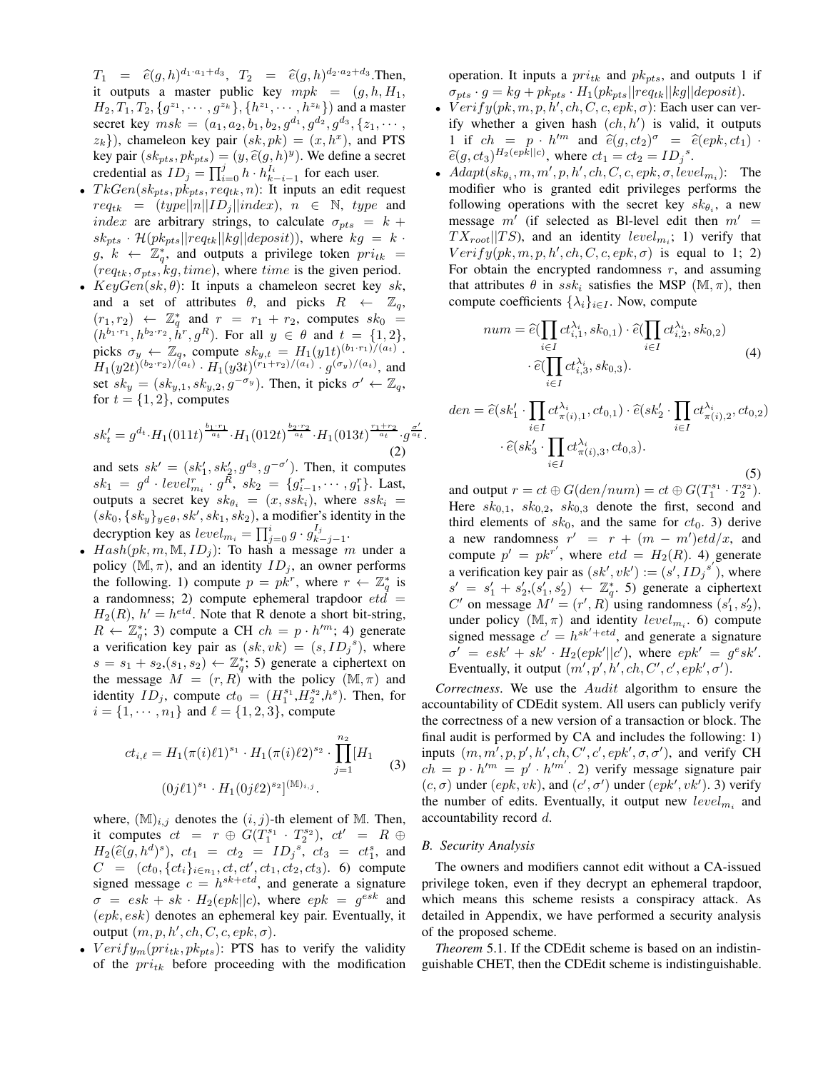$T_1 = \widehat{e}(g,h)^{d_1 \cdot a_1 + d_3}$, $T_2 = \widehat{e}(g,h)^{d_2 \cdot a_2 + d_3}$.Then, it outputs a master public key $mpk = (g, h, H_1, H_2, T_1, T_2, \{g^{z_1}, \cdots, g^{z_k}\}, \{h^{z_1}, \cdots, h^{z_k}\})$ and a master secret key $msk = (a_1, a_2, b_1, b_2, g^{d_1}, g^{d_2}, g^{d_3}, \{z_1, \cdots, z_k\})$, chameleon key pair $(sk, pk) = (x, h^x)$, and PTS key pair $(sk_{pts}, pk_{pts}) = (y, \widehat{e}(g,h)^y)$. We define a secret credential as $ID_j = \prod_{i=0}^{j} h \cdot h_{k-i-1}^{I_i}$ for each user.

- $TkGen(sk_{pts}, pk_{pts}, req_{tk}, n)$: It inputs an edit request $req_{tk} = (type||n||ID_j||index)$, $n \in \mathbb{N}$, $type$ and $index$ are arbitrary strings, to calculate $\sigma_{pts} = k + sk_{pts} \cdot \mathcal{H}(pk_{pts}||req_{tk}||kg||deposit))$, where $kg = k \cdot g$, $k \leftarrow \mathbb{Z}_q^*$, and outputs a privilege token $pri_{tk} = (req_{tk}, \sigma_{pts}, kg, time)$, where $time$ is the given period.
- $KeyGen(sk, \theta)$: It inputs a chameleon secret key $sk$, and a set of attributes $\theta$, and picks $R \leftarrow \mathbb{Z}_q$, $(r_1, r_2) \leftarrow \mathbb{Z}_q^*$ and $r = r_1 + r_2$, computes $sk_0 = (h^{b_1 \cdot r_1}, h^{b_2 \cdot r_2}, h^r, g^R)$. For all $y \in \theta$ and $t = \{1, 2\}$, picks $\sigma_y \leftarrow \mathbb{Z}_q$, compute $sk_{y,t} = H_1(y1t)^{(b_1 \cdot r_1)/(a_t)} \cdot H_1(y2t)^{(b_2 \cdot r_2)/(a_t)} \cdot H_1(y3t)^{(r_1+r_2)/(a_t)} \cdot g^{(\sigma_y)/(a_t)}$, and set $sk_y = (sk_{y,1}, sk_{y,2}, g^{-\sigma_y})$. Then, it picks $\sigma' \leftarrow \mathbb{Z}_q$, for $t = \{1, 2\}$, computes

$$sk'_t = g^{d_t} \cdot H_1(011t)^{\frac{b_1 \cdot r_1}{a_t}} \cdot H_1(012t)^{\frac{b_2 \cdot r_2}{a_t}} \cdot H_1(013t)^{\frac{r_1+r_2}{a_t}} \cdot g^{\frac{\sigma'}{a_t}}. \tag{2}$$

and sets $sk' = (sk'_1, sk'_2, g^{d_3}, g^{-\sigma'})$. Then, it computes $sk_1 = g^d \cdot level_{m_i}^r \cdot g^R$, $sk_2 = \{g_{i-1}^r, \cdots, g_1^r\}$. Last, outputs a secret key $sk_{\theta_i} = (x, ssk_i)$, where $ssk_i = (sk_0, \{sk_y\}_{y \in \theta}, sk', sk_1, sk_2)$, a modifier's identity in the decryption key as $level_{m_i} = \prod_{j=0}^{i} g \cdot g_{k-j-1}^{I_j}$.
- $Hash(pk, m, \mathbb{M}, ID_j)$: To hash a message $m$ under a policy $(\mathbb{M}, \pi)$, and an identity $ID_j$, an owner performs the following. 1) compute $p = pk^r$, where $r \leftarrow \mathbb{Z}_q^*$ is a randomness; 2) compute ephemeral trapdoor $etd = H_2(R)$, $h' = h^{etd}$. Note that R denote a short bit-string, $R \leftarrow \mathbb{Z}_q^*$; 3) compute a CH $ch = p \cdot h'^m$; 4) generate a verification key pair as $(sk, vk) = (s, ID_j{}^s)$, where $s = s_1 + s_2$,$(s_1, s_2) \leftarrow \mathbb{Z}_q^*$; 5) generate a ciphertext on the message $M = (r, R)$ with the policy $(\mathbb{M}, \pi)$ and identity $ID_j$, compute $ct_0 = (H_1^{s_1}, H_2^{s_2}, h^s)$. Then, for $i = \{1, \cdots, n_1\}$ and $\ell = \{1, 2, 3\}$, compute

$$ct_{i,\ell} = H_1(\pi(i)\ell 1)^{s_1} \cdot H_1(\pi(i)\ell 2)^{s_2} \cdot \prod_{j=1}^{n_2} [H_1(0j\ell 1)^{s_1} \cdot H_1(0j\ell 2)^{s_2}]^{(\mathbb{M})_{i,j}}. \tag{3}$$

where, $(\mathbb{M})_{i,j}$ denotes the $(i,j)$-th element of $\mathbb{M}$. Then, it computes $ct = r \oplus G(T_1^{s_1} \cdot T_2^{s_2})$, $ct' = R \oplus H_2(\widehat{e}(g, h^d)^s)$, $ct_1 = ct_2 = ID_j{}^s$, $ct_3 = ct_1^s$, and $C = (ct_0, \{ct_i\}_{i \in n_1}, ct, ct', ct_1, ct_2, ct_3)$. 6) compute signed message $c = h^{sk+etd}$, and generate a signature $\sigma = esk + sk \cdot H_2(epk||c)$, where $epk = g^{esk}$ and $(epk, esk)$ denotes an ephemeral key pair. Eventually, it output $(m, p, h', ch, C, c, epk, \sigma)$.
- $Verify_m(pri_{tk}, pk_{pts})$: PTS has to verify the validity of the $pri_{tk}$ before proceeding with the modification operation. It inputs a $pri_{tk}$ and $pk_{pts}$, and outputs 1 if $\sigma_{pts} \cdot g = kg + pk_{pts} \cdot H_1(pk_{pts}||req_{tk}||kg||deposit)$.
- $Verify(pk, m, p, h', ch, C, c, epk, \sigma)$: Each user can verify whether a given hash $(ch, h')$ is valid, it outputs 1 if $ch = p \cdot h'^m$ and $\widehat{e}(g, ct_2)^\sigma = \widehat{e}(epk, ct_1) \cdot \widehat{e}(g, ct_3)^{H_2(epk||c)}$, where $ct_1 = ct_2 = ID_j{}^s$.
- $Adapt(sk_{\theta_i}, m, m', p, h', ch, C, c, epk, \sigma, level_{m_i})$: The modifier who is granted edit privileges performs the following operations with the secret key $sk_{\theta_i}$, a new message $m'$ (if selected as Bl-level edit then $m' = TX_{root}||TS$), and an identity $level_{m_i}$; 1) verify that $Verify(pk, m, p, h', ch, C, c, epk, \sigma)$ is equal to 1; 2) For obtain the encrypted randomness $r$, and assuming that attributes $\theta$ in $ssk_i$ satisfies the MSP $(\mathbb{M}, \pi)$, then compute coefficients $\{\lambda_i\}_{i \in I}$. Now, compute

$$num = \widehat{e}(\prod_{i \in I} ct_{i,1}^{\lambda_i}, sk_{0,1}) \cdot \widehat{e}(\prod_{i \in I} ct_{i,2}^{\lambda_i}, sk_{0,2}) \cdot \widehat{e}(\prod_{i \in I} ct_{i,3}^{\lambda_i}, sk_{0,3}). \tag{4}$$

$$den = \widehat{e}(sk'_1 \cdot \prod_{i \in I} ct_{\pi(i),1}^{\lambda_i}, ct_{0,1}) \cdot \widehat{e}(sk'_2 \cdot \prod_{i \in I} ct_{\pi(i),2}^{\lambda_i}, ct_{0,2}) \cdot \widehat{e}(sk'_3 \cdot \prod_{i \in I} ct_{\pi(i),3}^{\lambda_i}, ct_{0,3}). \tag{5}$$

and output $r = ct \oplus G(den/num) = ct \oplus G(T_1^{s_1} \cdot T_2^{s_2})$. Here $sk_{0,1}$, $sk_{0,2}$, $sk_{0,3}$ denote the first, second and third elements of $sk_0$, and the same for $ct_0$. 3) derive a new randomness $r' = r + (m - m')etd/x$, and compute $p' = pk^{r'}$, where $etd = H_2(R)$. 4) generate a verification key pair as $(sk', vk') := (s', ID_j{}^{s'})$, where $s' = s'_1 + s'_2$,$(s'_1, s'_2) \leftarrow \mathbb{Z}_q^*$. 5) generate a ciphertext $C'$ on message $M' = (r', R)$ using randomness $(s'_1, s'_2)$, under policy $(\mathbb{M}, \pi)$ and identity $level_{m_i}$. 6) compute signed message $c' = h^{sk'+etd}$, and generate a signature $\sigma' = esk' + sk' \cdot H_2(epk'||c')$, where $epk' = g^e sk'$. Eventually, it output $(m', p', h', ch, C', c', epk', \sigma')$.

*Correctness*. We use the $Audit$ algorithm to ensure the accountability of CDEdit system. All users can publicly verify the correctness of a new version of a transaction or block. The final audit is performed by CA and includes the following: 1) inputs $(m, m', p, p', h', ch, C', c', epk', \sigma, \sigma')$, and verify CH $ch = p \cdot h'^m = p' \cdot h'^{m'}$. 2) verify message signature pair $(c, \sigma)$ under $(epk, vk)$, and $(c', \sigma')$ under $(epk', vk')$. 3) verify the number of edits. Eventually, it output new $level_{m_i}$ and accountability record $d$.

### B. Security Analysis

The owners and modifiers cannot edit without a CA-issued privilege token, even if they decrypt an ephemeral trapdoor, which means this scheme resists a conspiracy attack. As detailed in Appendix, we have performed a security analysis of the proposed scheme.

*Theorem* 5.1. If the CDEdit scheme is based on an indistinguishable CHET, then the CDEdit scheme is indistinguishable.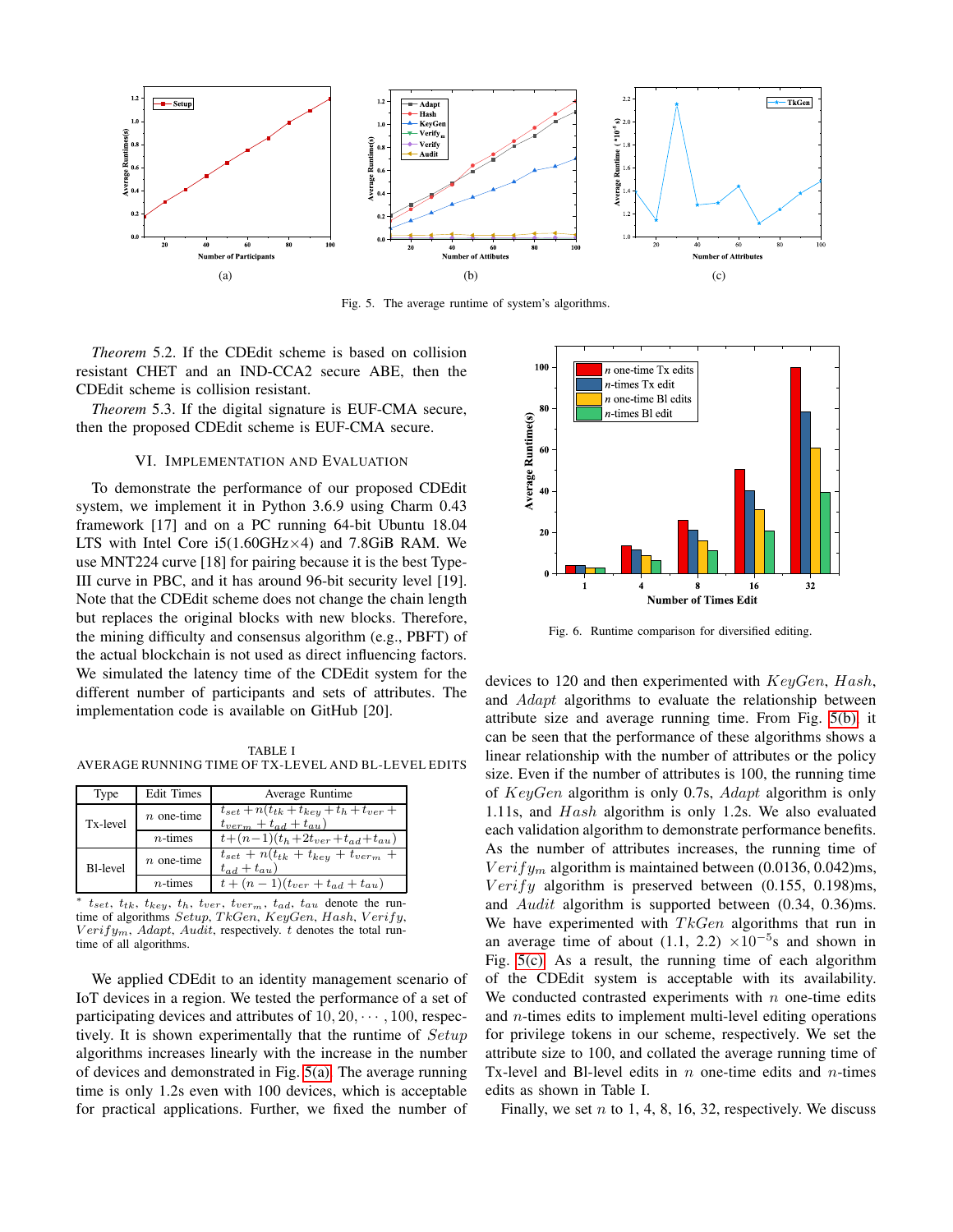Fig. 5. The average runtime of system's algorithms.

*Theorem* 5.2. If the CDEdit scheme is based on collision resistant CHET and an IND-CCA2 secure ABE, then the CDEdit scheme is collision resistant.

*Theorem* 5.3. If the digital signature is EUF-CMA secure, then the proposed CDEdit scheme is EUF-CMA secure.

## VI. Implementation and Evaluation

To demonstrate the performance of our proposed CDEdit system, we implement it in Python 3.6.9 using Charm 0.43 framework [17] and on a PC running 64-bit Ubuntu 18.04 LTS with Intel Core i5(1.60GHz×4) and 7.8GiB RAM. We use MNT224 curve [18] for pairing because it is the best Type-III curve in PBC, and it has around 96-bit security level [19]. Note that the CDEdit scheme does not change the chain length but replaces the original blocks with new blocks. Therefore, the mining difficulty and consensus algorithm (e.g., PBFT) of the actual blockchain is not used as direct influencing factors. We simulated the latency time of the CDEdit system for the different number of participants and sets of attributes. The implementation code is available on GitHub [20].

TABLE I
AVERAGE RUNNING TIME OF TX-LEVEL AND BL-LEVEL EDITS

| Type | Edit Times | Average Runtime |
|---|---|---|
| Tx-level | $n$ one-time | $t_{set}+n(t_{tk}+t_{key}+t_h+t_{ver}+t_{verm}+t_{ad}+t_{au})$ |
| | $n$-times | $t+(n-1)(t_h+2t_{ver}+t_{ad}+t_{au})$ |
| Bl-level | $n$ one-time | $t_{set}+n(t_{tk}+t_{key}+t_{verm}+t_{ad}+t_{au})$ |
| | $n$-times | $t+(n-1)(t_{ver}+t_{ad}+t_{au})$ |

\* $t_{set}$, $t_{tk}$, $t_{key}$, $t_h$, $t_{ver}$, $t_{verm}$, $t_{ad}$, $t_{au}$ denote the runtime of algorithms $Setup$, $TkGen$, $KeyGen$, $Hash$, $Verify$, $Verify_m$, $Adapt$, $Audit$, respectively. $t$ denotes the total runtime of all algorithms.

We applied CDEdit to an identity management scenario of IoT devices in a region. We tested the performance of a set of participating devices and attributes of $10, 20, \cdots, 100$, respectively. It is shown experimentally that the runtime of $Setup$ algorithms increases linearly with the increase in the number of devices and demonstrated in Fig. 5(a). The average running time is only 1.2s even with 100 devices, which is acceptable for practical applications. Further, we fixed the number of devices to 120 and then experimented with $KeyGen$, $Hash$, and $Adapt$ algorithms to evaluate the relationship between attribute size and average running time. From Fig. 5(b), it can be seen that the performance of these algorithms shows a linear relationship with the number of attributes or the policy size. Even if the number of attributes is 100, the running time of $KeyGen$ algorithm is only 0.7s, $Adapt$ algorithm is only 1.11s, and $Hash$ algorithm is only 1.2s. We also evaluated each validation algorithm to demonstrate performance benefits. As the number of attributes increases, the running time of $Verify_m$ algorithm is maintained between (0.0136, 0.042)ms, $Verify$ algorithm is preserved between (0.155, 0.198)ms, and $Audit$ algorithm is supported between (0.34, 0.36)ms. We have experimented with $TkGen$ algorithms that run in an average time of about (1.1, 2.2) $\times 10^{-5}$s and shown in Fig. 5(c). As a result, the running time of each algorithm of the CDEdit system is acceptable with its availability. We conducted contrasted experiments with $n$ one-time edits and $n$-times edits to implement multi-level editing operations for privilege tokens in our scheme, respectively. We set the attribute size to 100, and collated the average running time of Tx-level and Bl-level edits in $n$ one-time edits and $n$-times edits as shown in Table I.

Fig. 6. Runtime comparison for diversified editing.

Finally, we set $n$ to 1, 4, 8, 16, 32, respectively. We discuss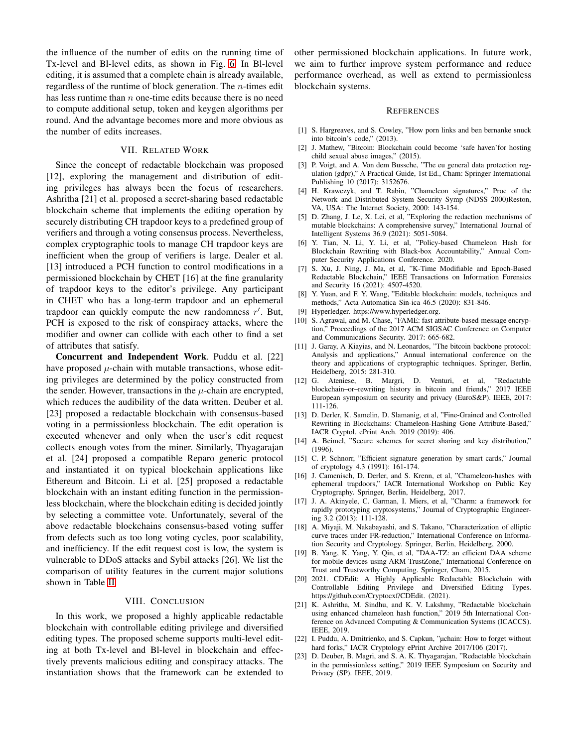the influence of the number of edits on the running time of Tx-level and Bl-level edits, as shown in Fig. 6. In Bl-level editing, it is assumed that a complete chain is already available, regardless of the process of block generation. The $n$-times edit has less runtime than $n$ one-time edits because there is no need to compute additional setup, token and keygen algorithms per round. And the advantage becomes more and more obvious as the number of edits increases.

## VII. Related Work

Since the concept of redactable blockchain was proposed [12], exploring the management and distribution of editing privileges has always been the focus of researchers. Ashritha [21] et al. proposed a secret-sharing based redactable blockchain scheme that implements the editing operation by securely distributing CH trapdoor keys to a predefined group of verifiers and through a voting consensus process. Nevertheless, complex cryptographic tools to manage CH trapdoor keys are inefficient when the group of verifiers is large. Dealer et al. [13] introduced a PCH function to control modifications in a permissioned blockchain by CHET [16] at the fine granularity of trapdoor keys to the editor's privilege. Any participant in CHET who has a long-term trapdoor and an ephemeral trapdoor can quickly compute the new randomness $r'$. But, PCH is exposed to the risk of conspiracy attacks, where the modifier and owner can collide with each other to find a set of attributes that satisfy.

**Concurrent and Independent Work**. Puddu et al. [22] have proposed $\mu$-chain with mutable transactions, whose editing privileges are determined by the policy constructed from the sender. However, transactions in the $\mu$-chain are encrypted, which reduces the audibility of the data written. Deuber et al. [23] proposed a redactable blockchain with consensus-based voting in a permissionless blockchain. The edit operation is executed whenever and only when the user's edit request collects enough votes from the miner. Similarly, Thyagarajan et al. [24] proposed a compatible Reparo generic protocol and instantiated it on typical blockchain applications like Ethereum and Bitcoin. Li et al. [25] proposed a redactable blockchain with an instant editing function in the permissionless blockchain, where the blockchain editing is decided jointly by selecting a committee vote. Unfortunately, several of the above redactable blockchains consensus-based voting suffer from defects such as too long voting cycles, poor scalability, and inefficiency. If the edit request cost is low, the system is vulnerable to DDoS attacks and Sybil attacks [26]. We list the comparison of utility features in the current major solutions shown in Table II.

## VIII. Conclusion

In this work, we proposed a highly applicable redactable blockchain with controllable editing privilege and diversified editing types. The proposed scheme supports multi-level editing at both Tx-level and Bl-level in blockchain and effectively prevents malicious editing and conspiracy attacks. The instantiation shows that the framework can be extended to other permissioned blockchain applications. In future work, we aim to further improve system performance and reduce performance overhead, as well as extend to permissionless blockchain systems.

## References

[1] S. Hargreaves, and S. Cowley, "How porn links and ben bernanke snuck into bitcoin's code," (2013).

[2] J. Mathew, "Bitcoin: Blockchain could become 'safe haven'for hosting child sexual abuse images," (2015).

[3] P. Voigt, and A. Von dem Bussche, "The eu general data protection regulation (gdpr)," A Practical Guide, 1st Ed., Cham: Springer International Publishing 10 (2017): 3152676.

[4] H. Krawczyk, and T. Rabin, "Chameleon signatures," Proc of the Network and Distributed System Security Symp (NDSS 2000)Reston, VA, USA: The Internet Society, 2000: 143-154.

[5] D. Zhang, J. Le, X. Lei, et al, "Exploring the redaction mechanisms of mutable blockchains: A comprehensive survey," International Journal of Intelligent Systems 36.9 (2021): 5051-5084.

[6] Y. Tian, N. Li, Y. Li, et al, "Policy-based Chameleon Hash for Blockchain Rewriting with Black-box Accountability," Annual Computer Security Applications Conference. 2020.

[7] S. Xu, J. Ning, J. Ma, et al, "K-Time Modifiable and Epoch-Based Redactable Blockchain," IEEE Transactions on Information Forensics and Security 16 (2021): 4507-4520.

[8] Y. Yuan, and F. Y. Wang, "Editable blockchain: models, techniques and methods," Acta Automatica Sin-ica 46.5 (2020): 831-846.

[9] Hyperledger. https://www.hyperledger.org.

[10] S. Agrawal, and M. Chase, "FAME: fast attribute-based message encryption," Proceedings of the 2017 ACM SIGSAC Conference on Computer and Communications Security. 2017: 665-682.

[11] J. Garay, A Kiayias, and N. Leonardos, "The bitcoin backbone protocol: Analysis and applications," Annual international conference on the theory and applications of cryptographic techniques. Springer, Berlin, Heidelberg, 2015: 281-310.

[12] G. Ateniese, B. Margri, D. Venturi, et al, "Redactable blockchain–or–rewriting history in bitcoin and friends," 2017 IEEE European symposium on security and privacy (EuroS&P). IEEE, 2017: 111-126.

[13] D. Derler, K. Samelin, D. Slamanig, et al, "Fine-Grained and Controlled Rewriting in Blockchains: Chameleon-Hashing Gone Attribute-Based," IACR Cryptol. ePrint Arch. 2019 (2019): 406.

[14] A. Beimel, "Secure schemes for secret sharing and key distribution," (1996).

[15] C. P. Schnorr, "Efficient signature generation by smart cards," Journal of cryptology 4.3 (1991): 161-174.

[16] J. Camenisch, D. Derler, and S. Krenn, et al, "Chameleon-hashes with ephemeral trapdoors," IACR International Workshop on Public Key Cryptography. Springer, Berlin, Heidelberg, 2017.

[17] J. A. Akinyele, C. Garman, I. Miers, et al, "Charm: a framework for rapidly prototyping cryptosystems," Journal of Cryptographic Engineering 3.2 (2013): 111-128.

[18] A. Miyaji, M. Nakabayashi, and S. Takano, "Characterization of elliptic curve traces under FR-reduction," International Conference on Information Security and Cryptology. Springer, Berlin, Heidelberg, 2000.

[19] B. Yang, K. Yang, Y. Qin, et al, "DAA-TZ: an efficient DAA scheme for mobile devices using ARM TrustZone," International Conference on Trust and Trustworthy Computing. Springer, Cham, 2015.

[20] 2021. CDEdit: A Highly Applicable Redactable Blockchain with Controllable Editing Privilege and Diversified Editing Types. https://github.com/Cryptocxf/CDEdit. (2021).

[21] K. Ashritha, M. Sindhu, and K. V. Lakshmy, "Redactable blockchain using enhanced chameleon hash function," 2019 5th International Conference on Advanced Computing & Communication Systems (ICACCS). IEEE, 2019.

[22] I. Puddu, A. Dmitrienko, and S. Capkun, "µchain: How to forget without hard forks," IACR Cryptology ePrint Archive 2017/106 (2017).

[23] D. Deuber, B. Magri, and S. A. K. Thyagarajan, "Redactable blockchain in the permissionless setting," 2019 IEEE Symposium on Security and Privacy (SP). IEEE, 2019.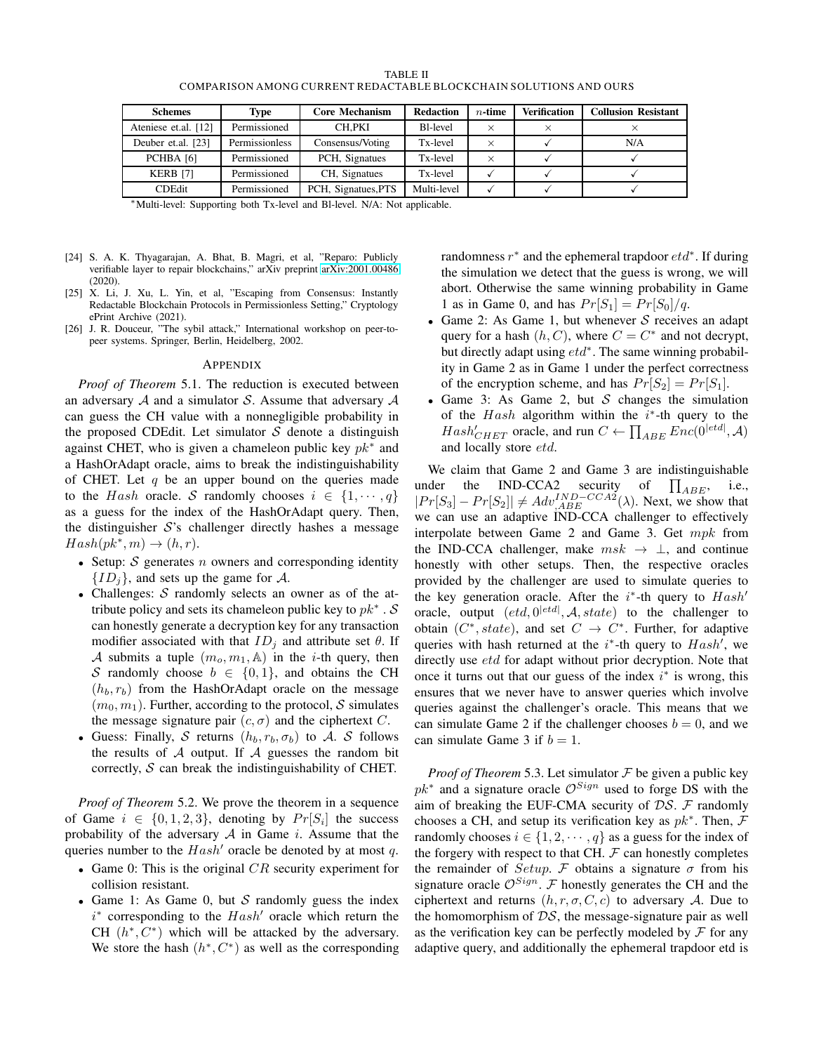TABLE II
COMPARISON AMONG CURRENT REDACTABLE BLOCKCHAIN SOLUTIONS AND OURS

| Schemes | Type | Core Mechanism | Redaction | $n$-time | Verification | Collusion Resistant |
|---|---|---|---|---|---|---|
| Ateniese et.al. [12] | Permissioned | CH,PKI | Bl-level | × | × | × |
| Deuber et.al. [23] | Permissionless | Consensus/Voting | Tx-level | × | ✓ | N/A |
| PCHBA [6] | Permissioned | PCH, Signatues | Tx-level | × | ✓ | ✓ |
| KERB [7] | Permissioned | CH, Signatues | Tx-level | ✓ | ✓ | ✓ |
| CDEdit | Permissioned | PCH, Signatues,PTS | Multi-level | ✓ | ✓ | ✓ |

*Multi-level: Supporting both Tx-level and Bl-level. N/A: Not applicable.

[24] S. A. K. Thyagarajan, A. Bhat, B. Magri, et al, "Reparo: Publicly verifiable layer to repair blockchains," arXiv preprint arXiv:2001.00486 (2020).

[25] X. Li, J. Xu, L. Yin, et al, "Escaping from Consensus: Instantly Redactable Blockchain Protocols in Permissionless Setting," Cryptology ePrint Archive (2021).

[26] J. R. Douceur, "The sybil attack," International workshop on peer-to-peer systems. Springer, Berlin, Heidelberg, 2002.

## APPENDIX

*Proof of Theorem* 5.1. The reduction is executed between an adversary $\mathcal{A}$ and a simulator $\mathcal{S}$. Assume that adversary $\mathcal{A}$ can guess the CH value with a nonnegligible probability in the proposed CDEdit. Let simulator $\mathcal{S}$ denote a distinguish against CHET, who is given a chameleon public key $pk^*$ and a HashOrAdapt oracle, aims to break the indistinguishability of CHET. Let $q$ be an upper bound on the queries made to the $Hash$ oracle. $\mathcal{S}$ randomly chooses $i \in \{1, \cdots, q\}$ as a guess for the index of the HashOrAdapt query. Then, the distinguisher $\mathcal{S}$'s challenger directly hashes a message $Hash(pk^*, m) \to (h, r)$.

- Setup: $\mathcal{S}$ generates $n$ owners and corresponding identity $\{ID_j\}$, and sets up the game for $\mathcal{A}$.
- Challenges: $\mathcal{S}$ randomly selects an owner as of the attribute policy and sets its chameleon public key to $pk^*$. $\mathcal{S}$ can honestly generate a decryption key for any transaction modifier associated with that $ID_j$ and attribute set $\theta$. If $\mathcal{A}$ submits a tuple $(m_o, m_1, \mathbb{A})$ in the $i$-th query, then $\mathcal{S}$ randomly choose $b \in \{0, 1\}$, and obtains the CH $(h_b, r_b)$ from the HashOrAdapt oracle on the message $(m_0, m_1)$. Further, according to the protocol, $\mathcal{S}$ simulates the message signature pair $(c, \sigma)$ and the ciphertext $C$.
- Guess: Finally, $\mathcal{S}$ returns $(h_b, r_b, \sigma_b)$ to $\mathcal{A}$. $\mathcal{S}$ follows the results of $\mathcal{A}$ output. If $\mathcal{A}$ guesses the random bit correctly, $\mathcal{S}$ can break the indistinguishability of CHET.

*Proof of Theorem* 5.2. We prove the theorem in a sequence of Game $i \in \{0, 1, 2, 3\}$, denoting by $Pr[S_i]$ the success probability of the adversary $\mathcal{A}$ in Game $i$. Assume that the queries number to the $Hash'$ oracle be denoted by at most $q$.

- Game 0: This is the original $CR$ security experiment for collision resistant.
- Game 1: As Game 0, but $\mathcal{S}$ randomly guess the index $i^*$ corresponding to the $Hash'$ oracle which return the CH $(h^*, C^*)$ which will be attacked by the adversary. We store the hash $(h^*, C^*)$ as well as the corresponding randomness $r^*$ and the ephemeral trapdoor $etd^*$. If during the simulation we detect that the guess is wrong, we will abort. Otherwise the same winning probability in Game 1 as in Game 0, and has $Pr[S_1] = Pr[S_0]/q$.
- Game 2: As Game 1, but whenever $\mathcal{S}$ receives an adapt query for a hash $(h, C)$, where $C = C^*$ and not decrypt, but directly adapt using $etd^*$. The same winning probability in Game 2 as in Game 1 under the perfect correctness of the encryption scheme, and has $Pr[S_2] = Pr[S_1]$.
- Game 3: As Game 2, but $\mathcal{S}$ changes the simulation of the $Hash$ algorithm within the $i^*$-th query to the $Hash'_{CHET}$ oracle, and run $C \leftarrow \prod_{ABE} Enc(0^{|etd|}, \mathcal{A})$ and locally store $etd$.

We claim that Game 2 and Game 3 are indistinguishable under the IND-CCA2 security of $\prod_{ABE}$, i.e., $|Pr[S_3] - Pr[S_2]| \neq Adv_{ABE}^{IND-CCA2}(\lambda)$. Next, we show that we can use an adaptive IND-CCA challenger to effectively interpolate between Game 2 and Game 3. Get $mpk$ from the IND-CCA challenger, make $msk \to \perp$, and continue honestly with other setups. Then, the respective oracles provided by the challenger are used to simulate queries to the key generation oracle. After the $i^*$-th query to $Hash'$ oracle, output $(etd, 0^{|etd|}, \mathcal{A}, state)$ to the challenger to obtain $(C^*, state)$, and set $C \to C^*$. Further, for adaptive queries with hash returned at the $i^*$-th query to $Hash'$, we directly use $etd$ for adapt without prior decryption. Note that once it turns out that our guess of the index $i^*$ is wrong, this ensures that we never have to answer queries which involve queries against the challenger's oracle. This means that we can simulate Game 2 if the challenger chooses $b = 0$, and we can simulate Game 3 if $b = 1$.

*Proof of Theorem* 5.3. Let simulator $\mathcal{F}$ be given a public key $pk^*$ and a signature oracle $\mathcal{O}^{Sign}$ used to forge DS with the aim of breaking the EUF-CMA security of $\mathcal{DS}$. $\mathcal{F}$ randomly chooses a CH, and setup its verification key as $pk^*$. Then, $\mathcal{F}$ randomly chooses $i \in \{1, 2, \cdots, q\}$ as a guess for the index of the forgery with respect to that CH. $\mathcal{F}$ can honestly completes the remainder of $Setup$. $\mathcal{F}$ obtains a signature $\sigma$ from his signature oracle $\mathcal{O}^{Sign}$. $\mathcal{F}$ honestly generates the CH and the ciphertext and returns $(h, r, \sigma, C, c)$ to adversary $\mathcal{A}$. Due to the homomorphism of $\mathcal{DS}$, the message-signature pair as well as the verification key can be perfectly modeled by $\mathcal{F}$ for any adaptive query, and additionally the ephemeral trapdoor etd is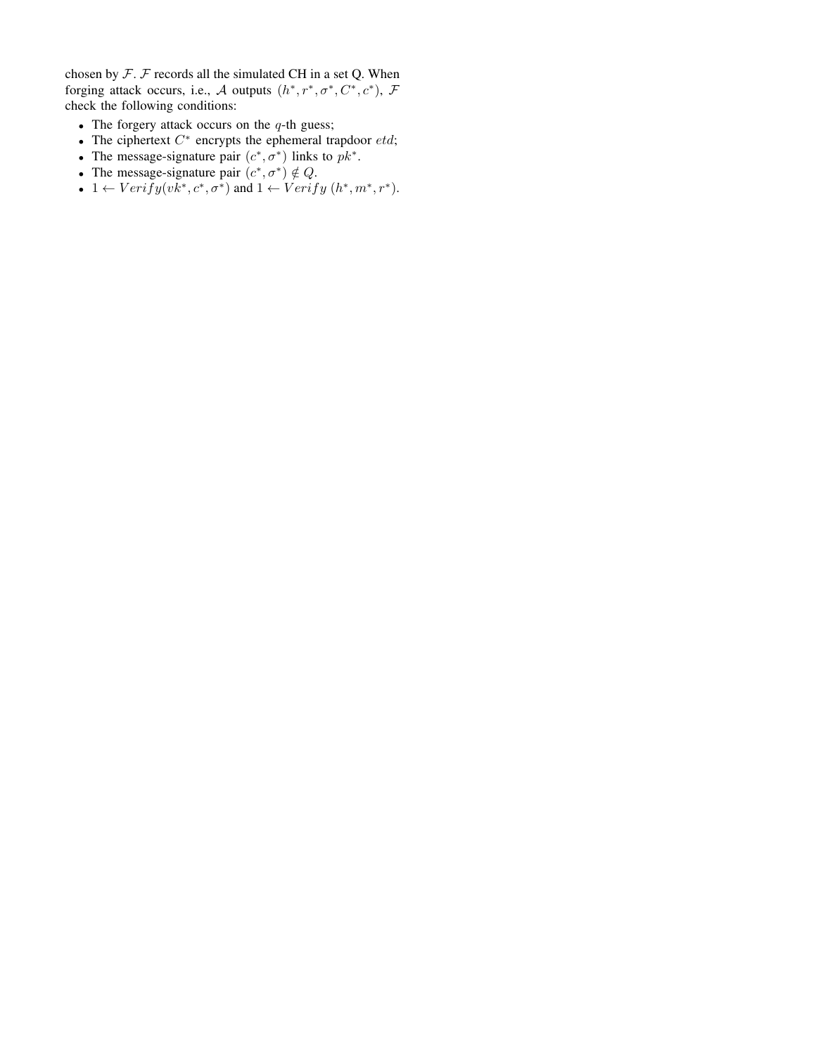chosen by $\mathcal{F}$. $\mathcal{F}$ records all the simulated CH in a set Q. When forging attack occurs, i.e., $\mathcal{A}$ outputs $(h^*, r^*, \sigma^*, C^*, c^*)$, $\mathcal{F}$ check the following conditions:

- The forgery attack occurs on the $q$-th guess;
- The ciphertext $C^*$ encrypts the ephemeral trapdoor $etd$;
- The message-signature pair $(c^*, \sigma^*)$ links to $pk^*$.
- The message-signature pair $(c^*, \sigma^*) \notin Q$.
- $1 \leftarrow Verify(vk^*, c^*, \sigma^*)$ and $1 \leftarrow Verify\ (h^*, m^*, r^*)$.